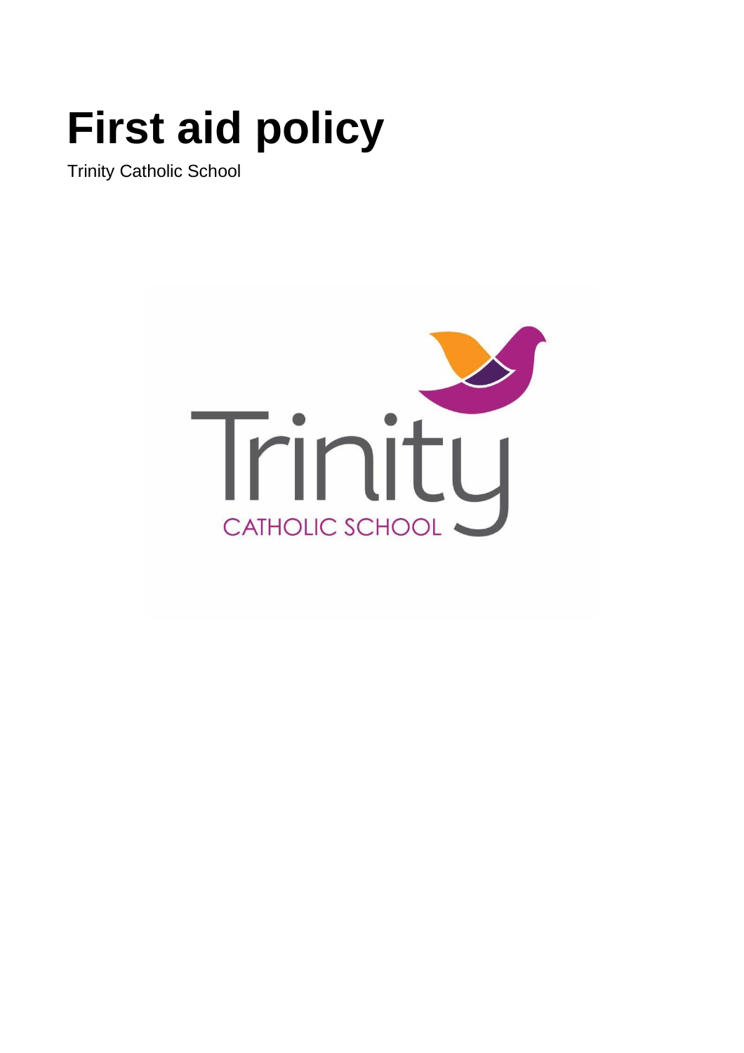# First aid policy

Trinity Catholic School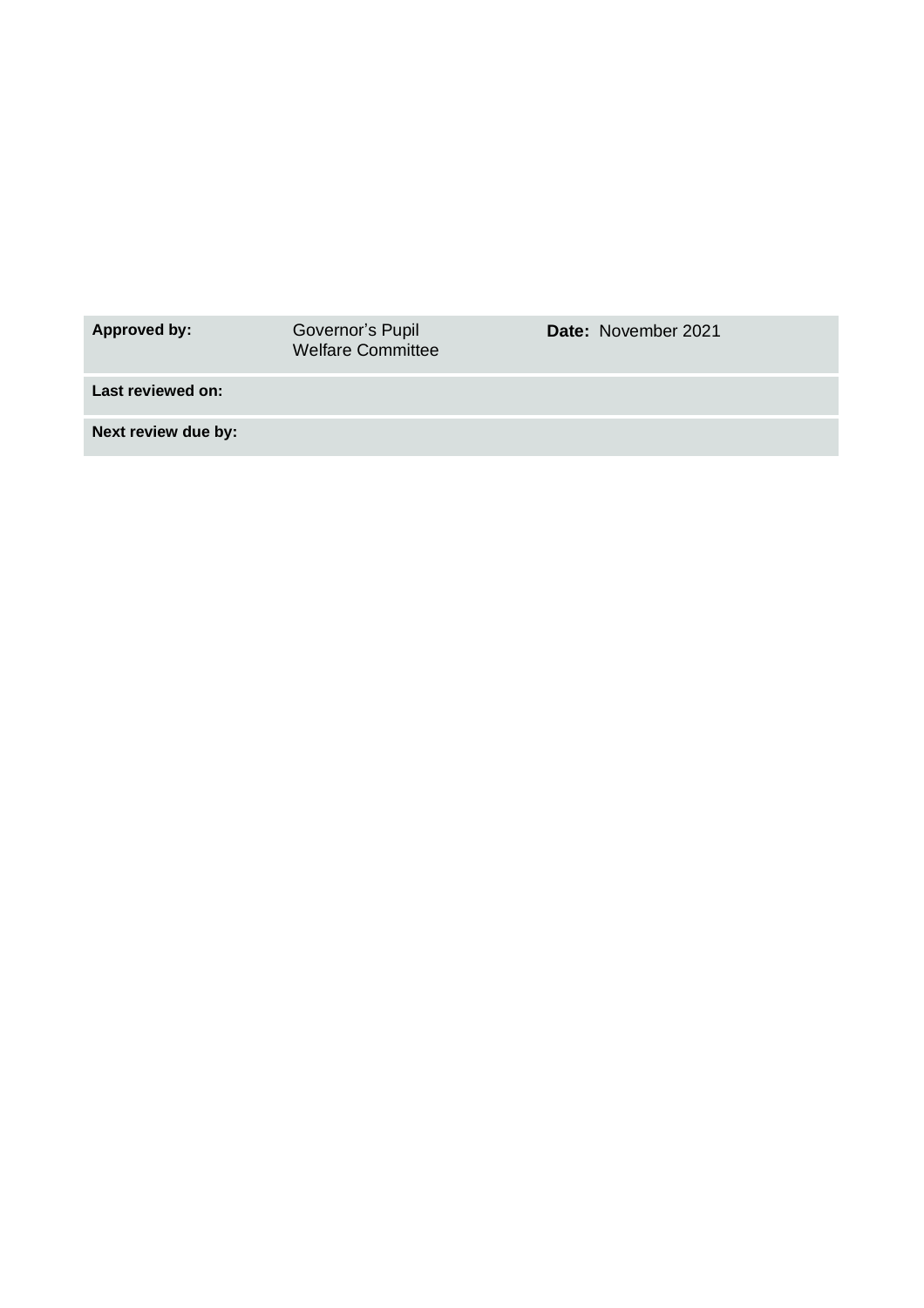| **Approved by:** | Governor's Pupil Welfare Committee | **Date:** November 2021 |
|---|---|---|
| **Last reviewed on:** | | |
| **Next review due by:** | | |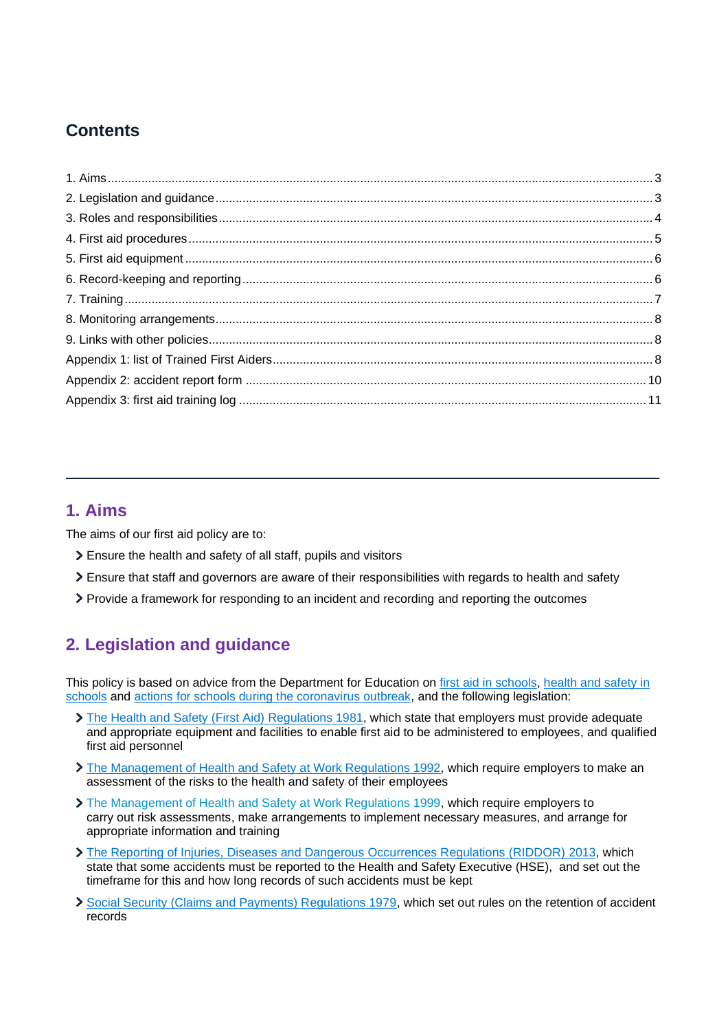## Contents

1. Aims ........................................................................ 3
2. Legislation and guidance ........................................................................ 3
3. Roles and responsibilities ........................................................................ 4
4. First aid procedures ........................................................................ 5
5. First aid equipment ........................................................................ 6
6. Record-keeping and reporting ........................................................................ 6
7. Training ........................................................................ 7
8. Monitoring arrangements ........................................................................ 8
9. Links with other policies ........................................................................ 8

Appendix 1: list of Trained First Aiders ........................................................................ 8
Appendix 2: accident report form ........................................................................ 10
Appendix 3: first aid training log ........................................................................ 11

---

## 1. Aims

The aims of our first aid policy are to:

- Ensure the health and safety of all staff, pupils and visitors
- Ensure that staff and governors are aware of their responsibilities with regards to health and safety
- Provide a framework for responding to an incident and recording and reporting the outcomes

## 2. Legislation and guidance

This policy is based on advice from the Department for Education on first aid in schools, health and safety in schools and actions for schools during the coronavirus outbreak, and the following legislation:

- The Health and Safety (First Aid) Regulations 1981, which state that employers must provide adequate and appropriate equipment and facilities to enable first aid to be administered to employees, and qualified first aid personnel
- The Management of Health and Safety at Work Regulations 1992, which require employers to make an assessment of the risks to the health and safety of their employees
- The Management of Health and Safety at Work Regulations 1999, which require employers to carry out risk assessments, make arrangements to implement necessary measures, and arrange for appropriate information and training
- The Reporting of Injuries, Diseases and Dangerous Occurrences Regulations (RIDDOR) 2013, which state that some accidents must be reported to the Health and Safety Executive (HSE), and set out the timeframe for this and how long records of such accidents must be kept
- Social Security (Claims and Payments) Regulations 1979, which set out rules on the retention of accident records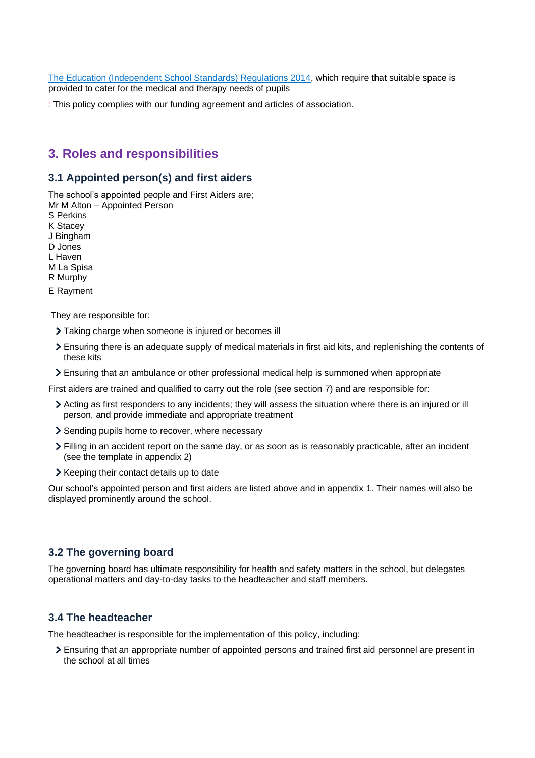[The Education (Independent School Standards) Regulations 2014](https://www.legislation.gov.uk/uksi/2014/3283/schedule/made), which require that suitable space is provided to cater for the medical and therapy needs of pupils

: This policy complies with our funding agreement and articles of association.

## 3. Roles and responsibilities

### 3.1 Appointed person(s) and first aiders

The school's appointed people and First Aiders are;  
Mr M Alton – Appointed Person  
S Perkins  
K Stacey  
J Bingham  
D Jones  
L Haven  
M La Spisa  
R Murphy  
E Rayment

They are responsible for:

- Taking charge when someone is injured or becomes ill
- Ensuring there is an adequate supply of medical materials in first aid kits, and replenishing the contents of these kits
- Ensuring that an ambulance or other professional medical help is summoned when appropriate

First aiders are trained and qualified to carry out the role (see section 7) and are responsible for:

- Acting as first responders to any incidents; they will assess the situation where there is an injured or ill person, and provide immediate and appropriate treatment
- Sending pupils home to recover, where necessary
- Filling in an accident report on the same day, or as soon as is reasonably practicable, after an incident (see the template in appendix 2)
- Keeping their contact details up to date

Our school's appointed person and first aiders are listed above and in appendix 1. Their names will also be displayed prominently around the school.

### 3.2 The governing board

The governing board has ultimate responsibility for health and safety matters in the school, but delegates operational matters and day-to-day tasks to the headteacher and staff members.

### 3.4 The headteacher

The headteacher is responsible for the implementation of this policy, including:

- Ensuring that an appropriate number of appointed persons and trained first aid personnel are present in the school at all times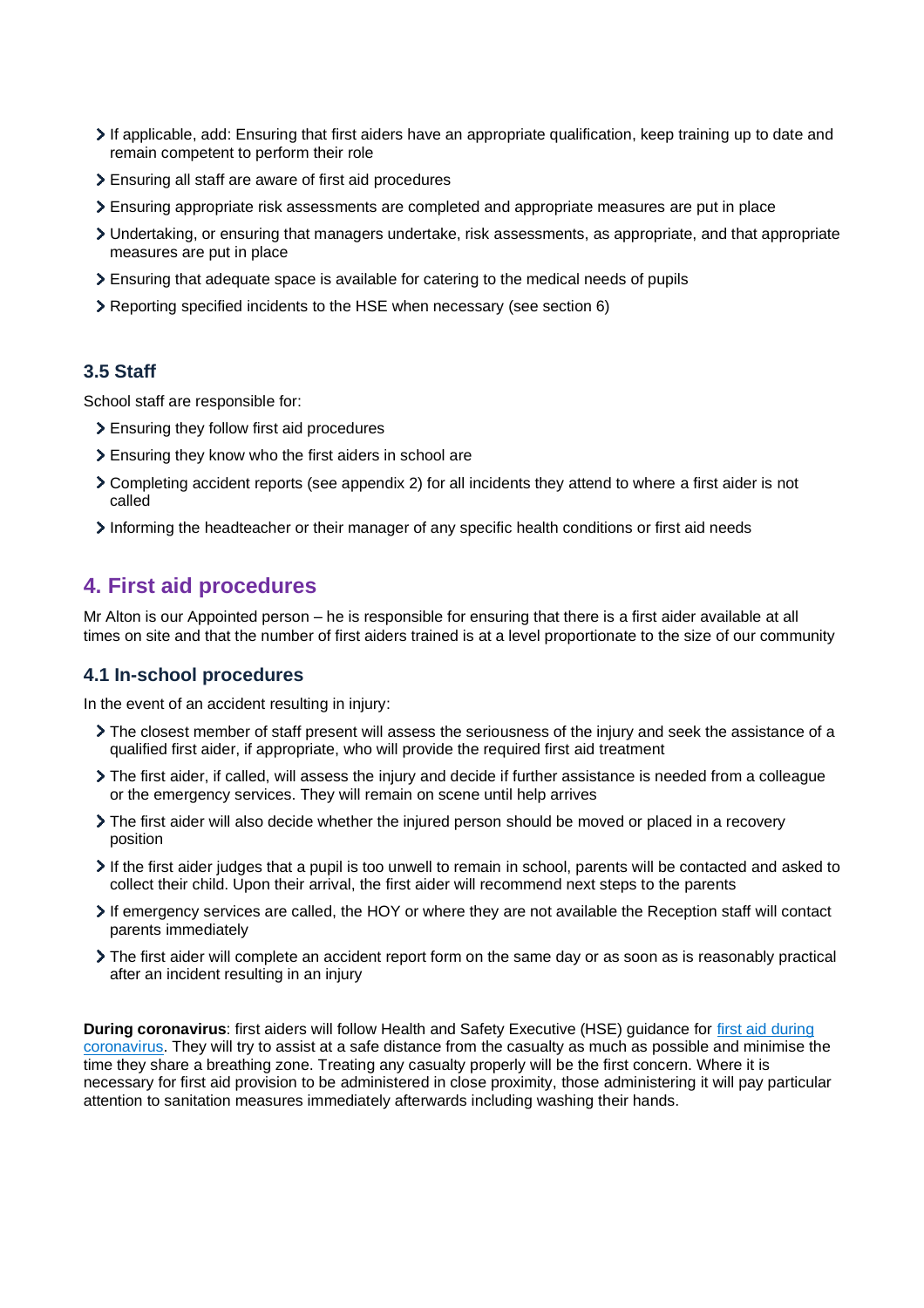- If applicable, add: Ensuring that first aiders have an appropriate qualification, keep training up to date and remain competent to perform their role
- Ensuring all staff are aware of first aid procedures
- Ensuring appropriate risk assessments are completed and appropriate measures are put in place
- Undertaking, or ensuring that managers undertake, risk assessments, as appropriate, and that appropriate measures are put in place
- Ensuring that adequate space is available for catering to the medical needs of pupils
- Reporting specified incidents to the HSE when necessary (see section 6)

### 3.5 Staff

School staff are responsible for:

- Ensuring they follow first aid procedures
- Ensuring they know who the first aiders in school are
- Completing accident reports (see appendix 2) for all incidents they attend to where a first aider is not called
- Informing the headteacher or their manager of any specific health conditions or first aid needs

## 4. First aid procedures

Mr Alton is our Appointed person – he is responsible for ensuring that there is a first aider available at all times on site and that the number of first aiders trained is at a level proportionate to the size of our community

### 4.1 In-school procedures

In the event of an accident resulting in injury:

- The closest member of staff present will assess the seriousness of the injury and seek the assistance of a qualified first aider, if appropriate, who will provide the required first aid treatment
- The first aider, if called, will assess the injury and decide if further assistance is needed from a colleague or the emergency services. They will remain on scene until help arrives
- The first aider will also decide whether the injured person should be moved or placed in a recovery position
- If the first aider judges that a pupil is too unwell to remain in school, parents will be contacted and asked to collect their child. Upon their arrival, the first aider will recommend next steps to the parents
- If emergency services are called, the HOY or where they are not available the Reception staff will contact parents immediately
- The first aider will complete an accident report form on the same day or as soon as is reasonably practical after an incident resulting in an injury

**During coronavirus**: first aiders will follow Health and Safety Executive (HSE) guidance for [first aid during coronavirus](). They will try to assist at a safe distance from the casualty as much as possible and minimise the time they share a breathing zone. Treating any casualty properly will be the first concern. Where it is necessary for first aid provision to be administered in close proximity, those administering it will pay particular attention to sanitation measures immediately afterwards including washing their hands.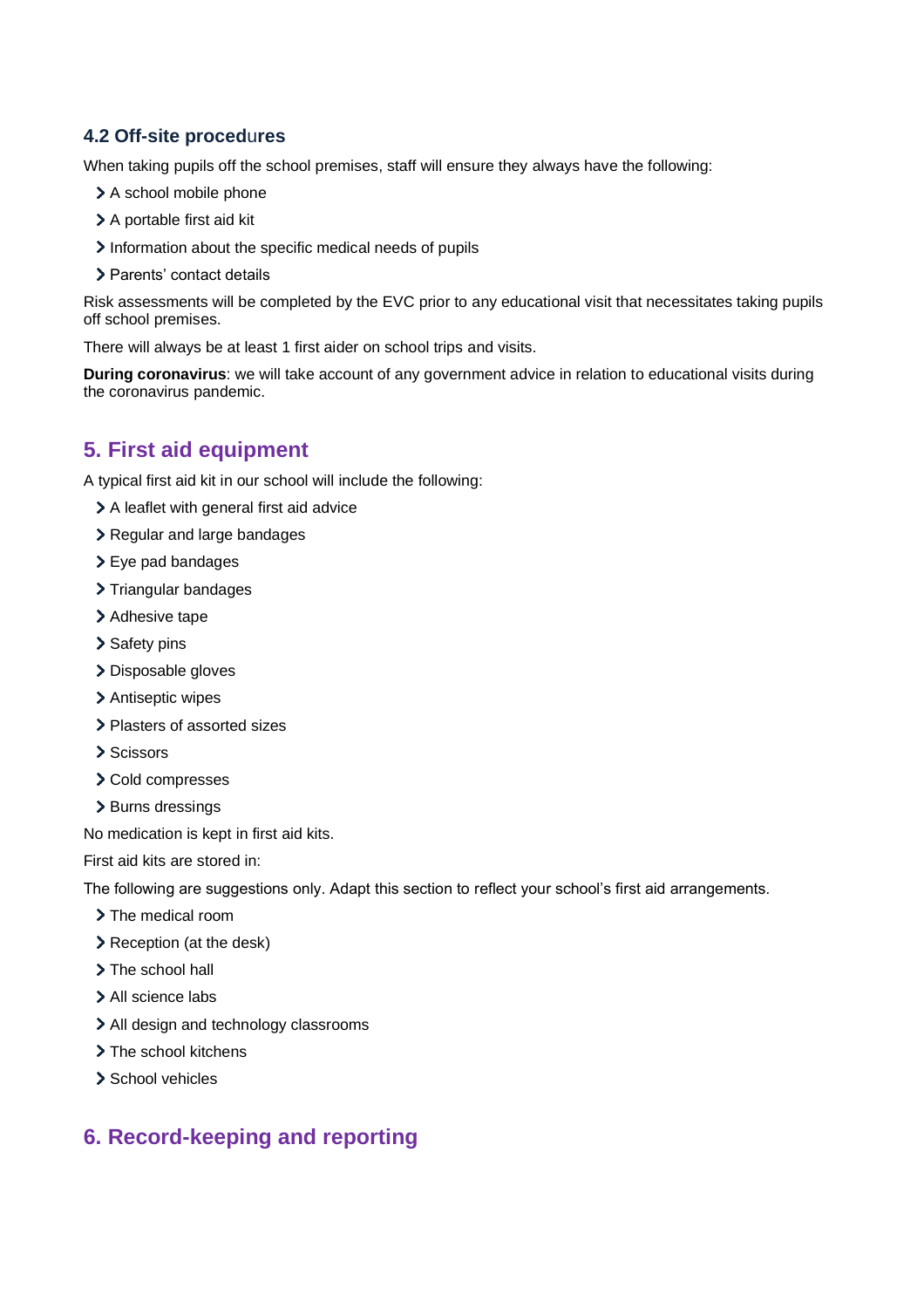### 4.2 Off-site procedures

When taking pupils off the school premises, staff will ensure they always have the following:

- A school mobile phone
- A portable first aid kit
- Information about the specific medical needs of pupils
- Parents' contact details

Risk assessments will be completed by the EVC prior to any educational visit that necessitates taking pupils off school premises.

There will always be at least 1 first aider on school trips and visits.

**During coronavirus**: we will take account of any government advice in relation to educational visits during the coronavirus pandemic.

## 5. First aid equipment

A typical first aid kit in our school will include the following:

- A leaflet with general first aid advice
- Regular and large bandages
- Eye pad bandages
- Triangular bandages
- Adhesive tape
- Safety pins
- Disposable gloves
- Antiseptic wipes
- Plasters of assorted sizes
- Scissors
- Cold compresses
- Burns dressings

No medication is kept in first aid kits.

First aid kits are stored in:

The following are suggestions only. Adapt this section to reflect your school's first aid arrangements.

- The medical room
- Reception (at the desk)
- The school hall
- All science labs
- All design and technology classrooms
- The school kitchens
- School vehicles

## 6. Record-keeping and reporting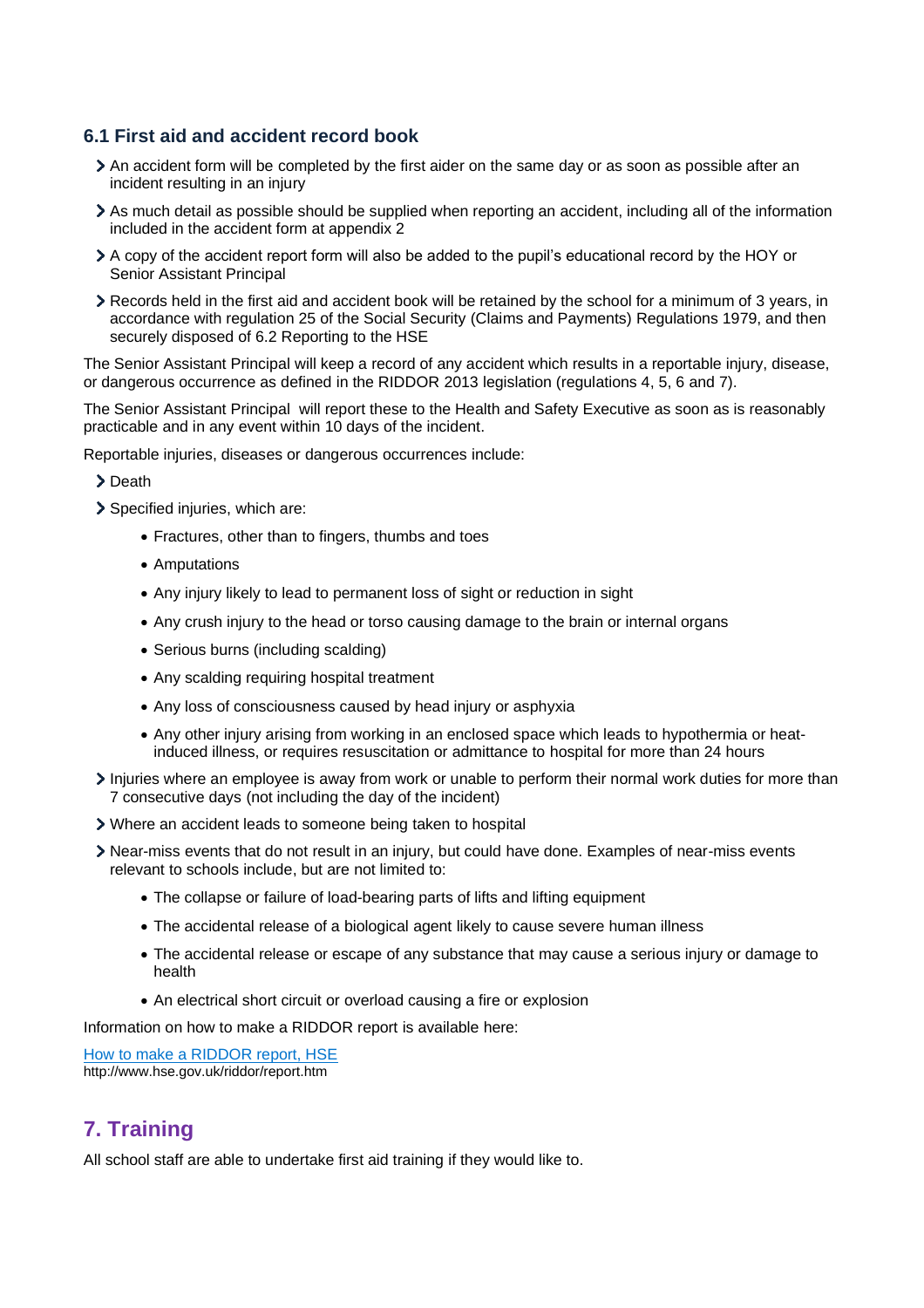### 6.1 First aid and accident record book

- An accident form will be completed by the first aider on the same day or as soon as possible after an incident resulting in an injury
- As much detail as possible should be supplied when reporting an accident, including all of the information included in the accident form at appendix 2
- A copy of the accident report form will also be added to the pupil's educational record by the HOY or Senior Assistant Principal
- Records held in the first aid and accident book will be retained by the school for a minimum of 3 years, in accordance with regulation 25 of the Social Security (Claims and Payments) Regulations 1979, and then securely disposed of 6.2 Reporting to the HSE

The Senior Assistant Principal will keep a record of any accident which results in a reportable injury, disease, or dangerous occurrence as defined in the RIDDOR 2013 legislation (regulations 4, 5, 6 and 7).

The Senior Assistant Principal will report these to the Health and Safety Executive as soon as is reasonably practicable and in any event within 10 days of the incident.

Reportable injuries, diseases or dangerous occurrences include:

- Death
- Specified injuries, which are:
  - Fractures, other than to fingers, thumbs and toes
  - Amputations
  - Any injury likely to lead to permanent loss of sight or reduction in sight
  - Any crush injury to the head or torso causing damage to the brain or internal organs
  - Serious burns (including scalding)
  - Any scalding requiring hospital treatment
  - Any loss of consciousness caused by head injury or asphyxia
  - Any other injury arising from working in an enclosed space which leads to hypothermia or heat-induced illness, or requires resuscitation or admittance to hospital for more than 24 hours
- Injuries where an employee is away from work or unable to perform their normal work duties for more than 7 consecutive days (not including the day of the incident)
- Where an accident leads to someone being taken to hospital
- Near-miss events that do not result in an injury, but could have done. Examples of near-miss events relevant to schools include, but are not limited to:
  - The collapse or failure of load-bearing parts of lifts and lifting equipment
  - The accidental release of a biological agent likely to cause severe human illness
  - The accidental release or escape of any substance that may cause a serious injury or damage to health
  - An electrical short circuit or overload causing a fire or explosion

Information on how to make a RIDDOR report is available here:

[How to make a RIDDOR report, HSE](http://www.hse.gov.uk/riddor/report.htm)
http://www.hse.gov.uk/riddor/report.htm

## 7. Training

All school staff are able to undertake first aid training if they would like to.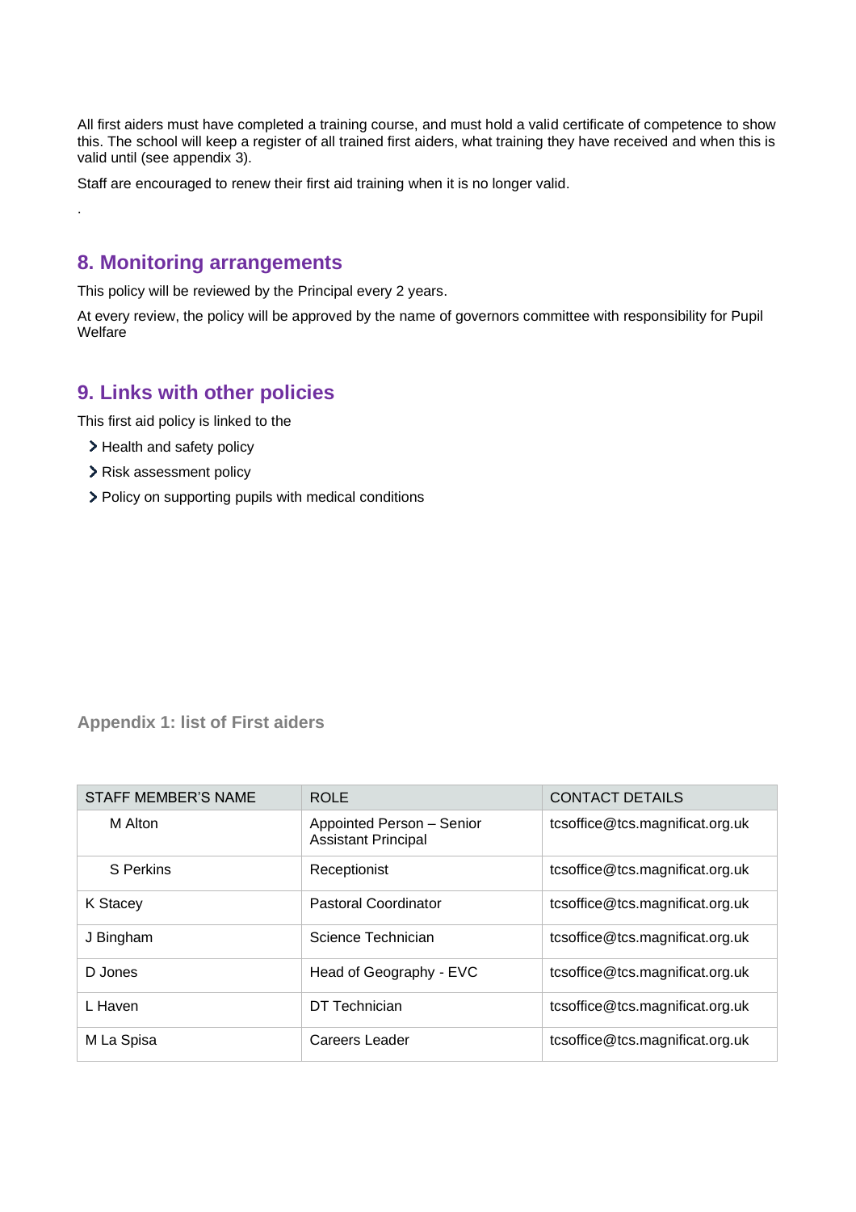All first aiders must have completed a training course, and must hold a valid certificate of competence to show this. The school will keep a register of all trained first aiders, what training they have received and when this is valid until (see appendix 3).

Staff are encouraged to renew their first aid training when it is no longer valid.

.

## 8. Monitoring arrangements

This policy will be reviewed by the Principal every 2 years.

At every review, the policy will be approved by the name of governors committee with responsibility for Pupil Welfare

## 9. Links with other policies

This first aid policy is linked to the

- Health and safety policy
- Risk assessment policy
- Policy on supporting pupils with medical conditions

### Appendix 1: list of First aiders

| STAFF MEMBER'S NAME | ROLE | CONTACT DETAILS |
|---|---|---|
| M Alton | Appointed Person – Senior Assistant Principal | tcsoffice@tcs.magnificat.org.uk |
| S Perkins | Receptionist | tcsoffice@tcs.magnificat.org.uk |
| K Stacey | Pastoral Coordinator | tcsoffice@tcs.magnificat.org.uk |
| J Bingham | Science Technician | tcsoffice@tcs.magnificat.org.uk |
| D Jones | Head of Geography - EVC | tcsoffice@tcs.magnificat.org.uk |
| L Haven | DT Technician | tcsoffice@tcs.magnificat.org.uk |
| M La Spisa | Careers Leader | tcsoffice@tcs.magnificat.org.uk |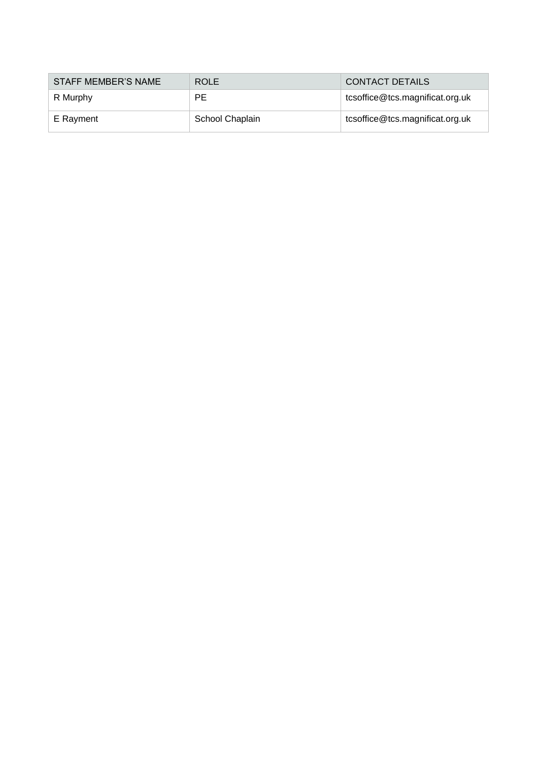| STAFF MEMBER'S NAME | ROLE | CONTACT DETAILS |
| --- | --- | --- |
| R Murphy | PE | tcsoffice@tcs.magnificat.org.uk |
| E Rayment | School Chaplain | tcsoffice@tcs.magnificat.org.uk |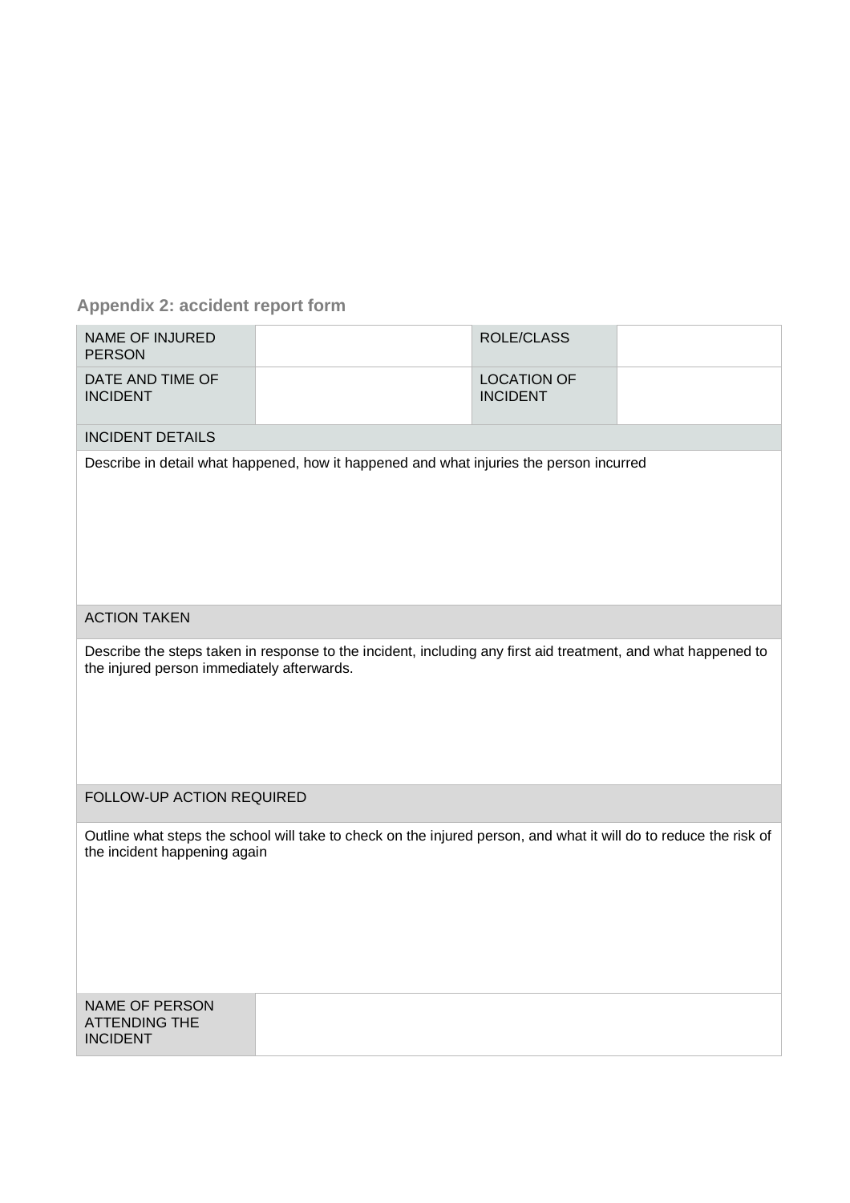## Appendix 2: accident report form

| NAME OF INJURED PERSON | | ROLE/CLASS | |
|---|---|---|---|
| DATE AND TIME OF INCIDENT | | LOCATION OF INCIDENT | |
| INCIDENT DETAILS | | | |
| Describe in detail what happened, how it happened and what injuries the person incurred | | | |
| ACTION TAKEN | | | |
| Describe the steps taken in response to the incident, including any first aid treatment, and what happened to the injured person immediately afterwards. | | | |
| FOLLOW-UP ACTION REQUIRED | | | |
| Outline what steps the school will take to check on the injured person, and what it will do to reduce the risk of the incident happening again | | | |
| NAME OF PERSON ATTENDING THE INCIDENT | | | |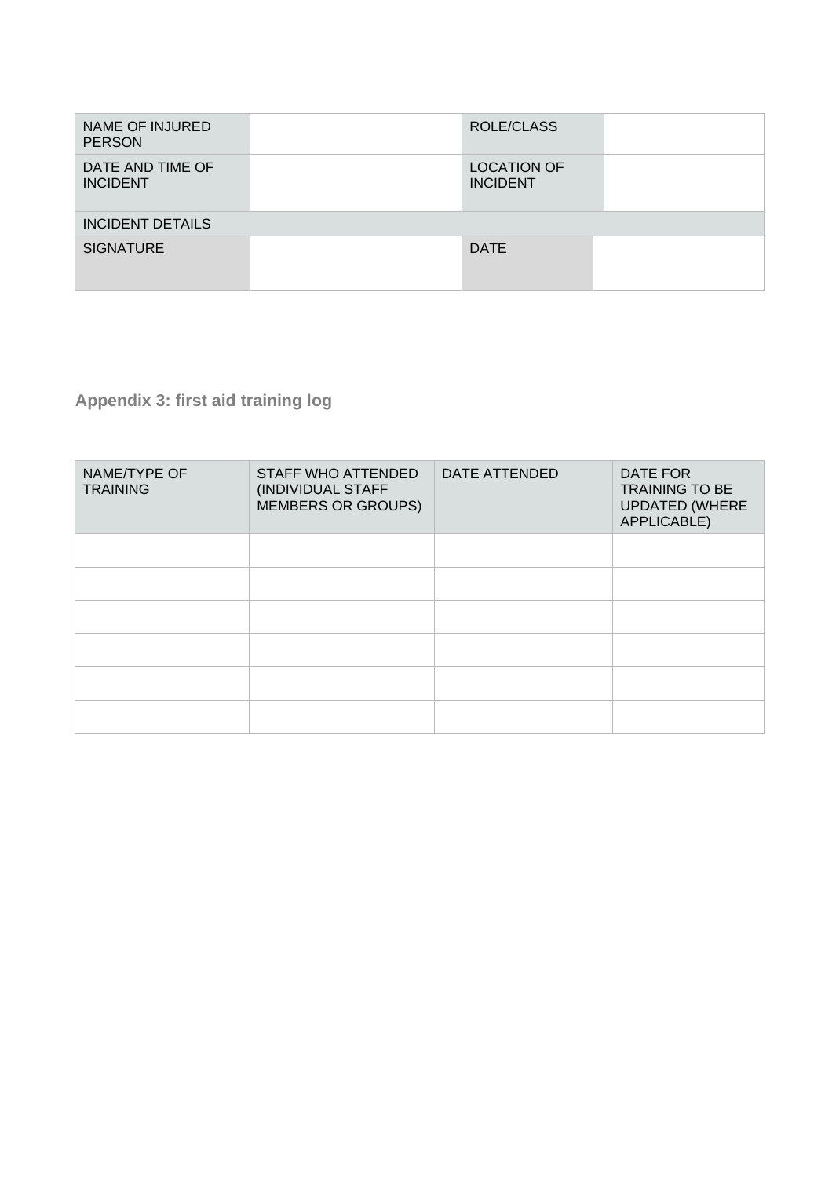| | | | |
|---|---|---|---|
| NAME OF INJURED PERSON | | ROLE/CLASS | |
| DATE AND TIME OF INCIDENT | | LOCATION OF INCIDENT | |
| INCIDENT DETAILS | | | |
| SIGNATURE | | DATE | |

## Appendix 3: first aid training log

| NAME/TYPE OF TRAINING | STAFF WHO ATTENDED (INDIVIDUAL STAFF MEMBERS OR GROUPS) | DATE ATTENDED | DATE FOR TRAINING TO BE UPDATED (WHERE APPLICABLE) |
|---|---|---|---|
| | | | |
| | | | |
| | | | |
| | | | |
| | | | |
| | | | |